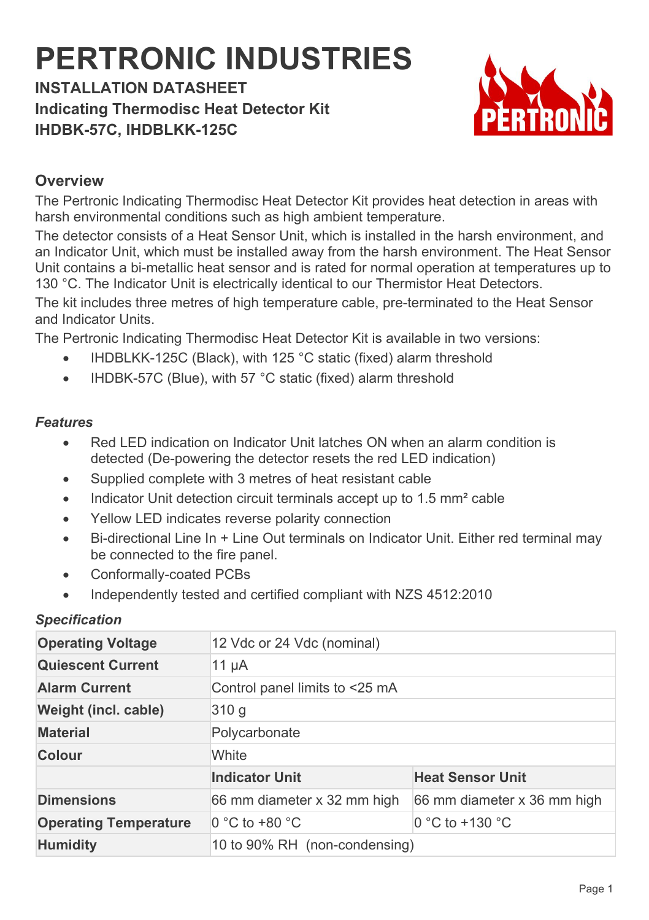# PERTRONIC INDUSTRIES

**INSTALLATION DATASHEET**
**Indicating Thermodisc Heat Detector Kit**
**IHDBK-57C, IHDBLKK-125C**

## Overview

The Pertronic Indicating Thermodisc Heat Detector Kit provides heat detection in areas with harsh environmental conditions such as high ambient temperature.

The detector consists of a Heat Sensor Unit, which is installed in the harsh environment, and an Indicator Unit, which must be installed away from the harsh environment. The Heat Sensor Unit contains a bi-metallic heat sensor and is rated for normal operation at temperatures up to 130 °C. The Indicator Unit is electrically identical to our Thermistor Heat Detectors.

The kit includes three metres of high temperature cable, pre-terminated to the Heat Sensor and Indicator Units.

The Pertronic Indicating Thermodisc Heat Detector Kit is available in two versions:

- IHDBLKK-125C (Black), with 125 °C static (fixed) alarm threshold
- IHDBK-57C (Blue), with 57 °C static (fixed) alarm threshold

### *Features*

- Red LED indication on Indicator Unit latches ON when an alarm condition is detected (De-powering the detector resets the red LED indication)
- Supplied complete with 3 metres of heat resistant cable
- Indicator Unit detection circuit terminals accept up to 1.5 mm² cable
- Yellow LED indicates reverse polarity connection
- Bi-directional Line In + Line Out terminals on Indicator Unit. Either red terminal may be connected to the fire panel.
- Conformally-coated PCBs
- Independently tested and certified compliant with NZS 4512:2010

### *Specification*

| | | |
|---|---|---|
| **Operating Voltage** | 12 Vdc or 24 Vdc (nominal) | |
| **Quiescent Current** | 11 µA | |
| **Alarm Current** | Control panel limits to <25 mA | |
| **Weight (incl. cable)** | 310 g | |
| **Material** | Polycarbonate | |
| **Colour** | White | |
| | **Indicator Unit** | **Heat Sensor Unit** |
| **Dimensions** | 66 mm diameter x 32 mm high | 66 mm diameter x 36 mm high |
| **Operating Temperature** | 0 °C to +80 °C | 0 °C to +130 °C |
| **Humidity** | 10 to 90% RH (non-condensing) | |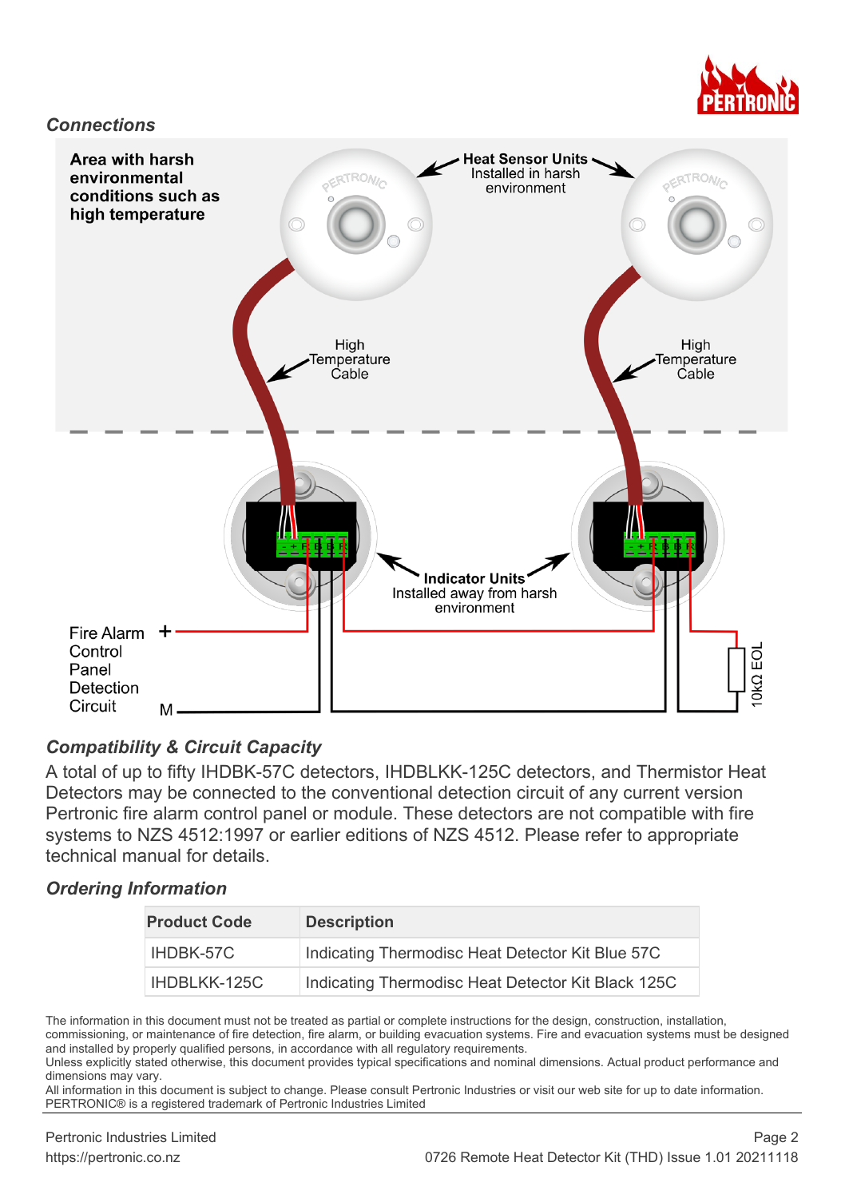## *Connections*

Area with harsh environmental conditions such as high temperature

Heat Sensor Units
Installed in harsh environment

High Temperature Cable

High Temperature Cable

Indicator Units
Installed away from harsh environment

Fire Alarm Control Panel Detection Circuit

+

M

10kΩ EOL

## *Compatibility & Circuit Capacity*

A total of up to fifty IHDBK-57C detectors, IHDBLKK-125C detectors, and Thermistor Heat Detectors may be connected to the conventional detection circuit of any current version Pertronic fire alarm control panel or module. These detectors are not compatible with fire systems to NZS 4512:1997 or earlier editions of NZS 4512. Please refer to appropriate technical manual for details.

## *Ordering Information*

| Product Code | Description |
|---|---|
| IHDBK-57C | Indicating Thermodisc Heat Detector Kit Blue 57C |
| IHDBLKK-125C | Indicating Thermodisc Heat Detector Kit Black 125C |

The information in this document must not be treated as partial or complete instructions for the design, construction, installation, commissioning, or maintenance of fire detection, fire alarm, or building evacuation systems. Fire and evacuation systems must be designed and installed by properly qualified persons, in accordance with all regulatory requirements.
Unless explicitly stated otherwise, this document provides typical specifications and nominal dimensions. Actual product performance and dimensions may vary.
All information in this document is subject to change. Please consult Pertronic Industries or visit our web site for up to date information.
PERTRONIC® is a registered trademark of Pertronic Industries Limited

Pertronic Industries Limited
https://pertronic.co.nz

0726 Remote Heat Detector Kit (THD) Issue 1.01 20211118